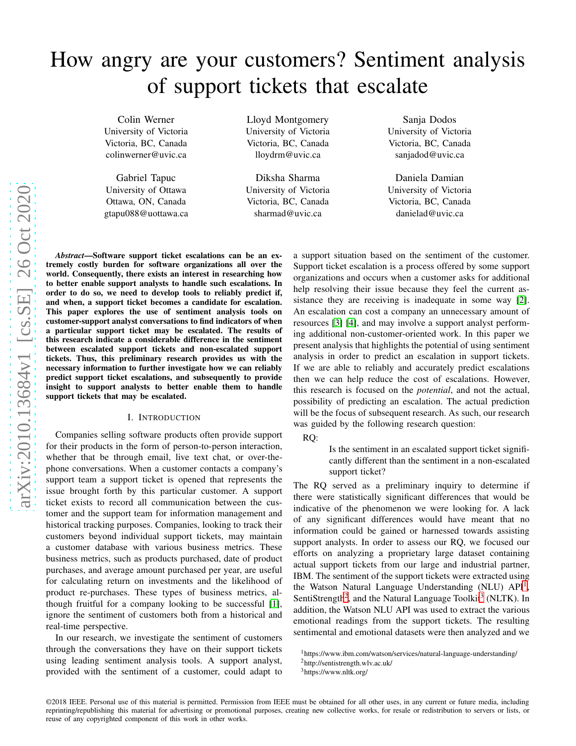# How angry are your customers? Sentiment analysis of support tickets that escalate

Colin Werner
University of Victoria
Victoria, BC, Canada
colinwerner@uvic.ca

Lloyd Montgomery
University of Victoria
Victoria, BC, Canada
lloydrm@uvic.ca

Sanja Dodos
University of Victoria
Victoria, BC, Canada
sanjadod@uvic.ca

Gabriel Tapuc
University of Ottawa
Ottawa, ON, Canada
gtapu088@uottawa.ca

Diksha Sharma
University of Victoria
Victoria, BC, Canada
sharmad@uvic.ca

Daniela Damian
University of Victoria
Victoria, BC, Canada
danielad@uvic.ca

***Abstract*—Software support ticket escalations can be an extremely costly burden for software organizations all over the world. Consequently, there exists an interest in researching how to better enable support analysts to handle such escalations. In order to do so, we need to develop tools to reliably predict if, and when, a support ticket becomes a candidate for escalation. This paper explores the use of sentiment analysis tools on customer-support analyst conversations to find indicators of when a particular support ticket may be escalated. The results of this research indicate a considerable difference in the sentiment between escalated support tickets and non-escalated support tickets. Thus, this preliminary research provides us with the necessary information to further investigate how we can reliably predict support ticket escalations, and subsequently to provide insight to support analysts to better enable them to handle support tickets that may be escalated.**

## I. Introduction

Companies selling software products often provide support for their products in the form of person-to-person interaction, whether that be through email, live text chat, or over-the-phone conversations. When a customer contacts a company's support team a support ticket is opened that represents the issue brought forth by this particular customer. A support ticket exists to record all communication between the customer and the support team for information management and historical tracking purposes. Companies, looking to track their customers beyond individual support tickets, may maintain a customer database with various business metrics. These business metrics, such as products purchased, date of product purchases, and average amount purchased per year, are useful for calculating return on investments and the likelihood of product re-purchases. These types of business metrics, although fruitful for a company looking to be successful [1], ignore the sentiment of customers both from a historical and real-time perspective.

In our research, we investigate the sentiment of customers through the conversations they have on their support tickets using leading sentiment analysis tools. A support analyst, provided with the sentiment of a customer, could adapt to a support situation based on the sentiment of the customer. Support ticket escalation is a process offered by some support organizations and occurs when a customer asks for additional help resolving their issue because they feel the current assistance they are receiving is inadequate in some way [2]. An escalation can cost a company an unnecessary amount of resources [3] [4], and may involve a support analyst performing additional non-customer-oriented work. In this paper we present analysis that highlights the potential of using sentiment analysis in order to predict an escalation in support tickets. If we are able to reliably and accurately predict escalations then we can help reduce the cost of escalations. However, this research is focused on the *potential*, and not the actual, possibility of predicting an escalation. The actual prediction will be the focus of subsequent research. As such, our research was guided by the following research question:

RQ:
Is the sentiment in an escalated support ticket significantly different than the sentiment in a non-escalated support ticket?

The RQ served as a preliminary inquiry to determine if there were statistically significant differences that would be indicative of the phenomenon we were looking for. A lack of any significant differences would have meant that no information could be gained or harnessed towards assisting support analysts. In order to assess our RQ, we focused our efforts on analyzing a proprietary large dataset containing actual support tickets from our large and industrial partner, IBM. The sentiment of the support tickets were extracted using the Watson Natural Language Understanding (NLU) API[1], SentiStrength[2], and the Natural Language Toolkit[3] (NLTK). In addition, the Watson NLU API was used to extract the various emotional readings from the support tickets. The resulting sentimental and emotional datasets were then analyzed and we

[1] https://www.ibm.com/watson/services/natural-language-understanding/
[2] http://sentistrength.wlv.ac.uk/
[3] https://www.nltk.org/

©2018 IEEE. Personal use of this material is permitted. Permission from IEEE must be obtained for all other uses, in any current or future media, including reprinting/republishing this material for advertising or promotional purposes, creating new collective works, for resale or redistribution to servers or lists, or reuse of any copyrighted component of this work in other works.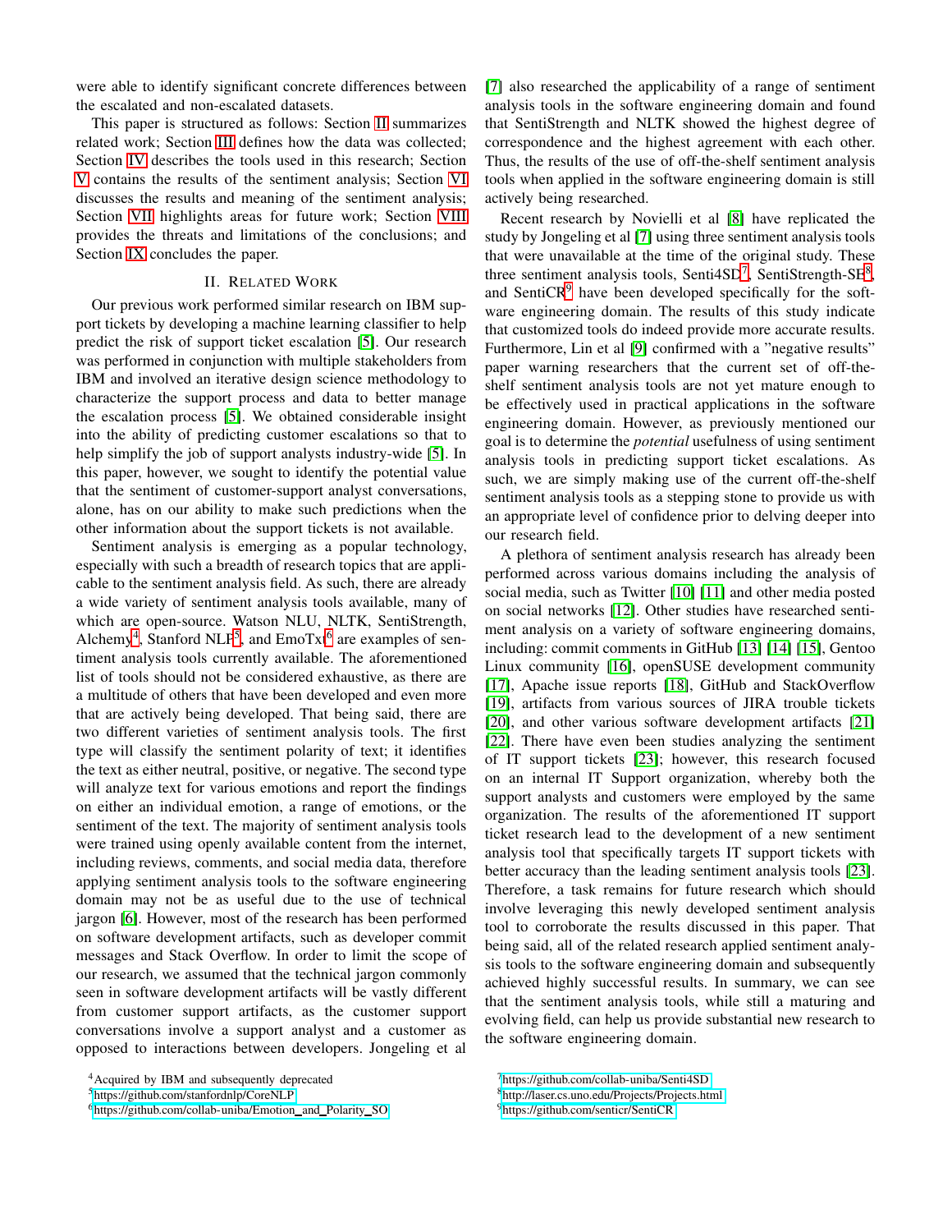were able to identify significant concrete differences between the escalated and non-escalated datasets.

This paper is structured as follows: Section II summarizes related work; Section III defines how the data was collected; Section IV describes the tools used in this research; Section V contains the results of the sentiment analysis; Section VI discusses the results and meaning of the sentiment analysis; Section VII highlights areas for future work; Section VIII provides the threats and limitations of the conclusions; and Section IX concludes the paper.

## II. Related Work

Our previous work performed similar research on IBM support tickets by developing a machine learning classifier to help predict the risk of support ticket escalation [5]. Our research was performed in conjunction with multiple stakeholders from IBM and involved an iterative design science methodology to characterize the support process and data to better manage the escalation process [5]. We obtained considerable insight into the ability of predicting customer escalations so that to help simplify the job of support analysts industry-wide [5]. In this paper, however, we sought to identify the potential value that the sentiment of customer-support analyst conversations, alone, has on our ability to make such predictions when the other information about the support tickets is not available.

Sentiment analysis is emerging as a popular technology, especially with such a breadth of research topics that are applicable to the sentiment analysis field. As such, there are already a wide variety of sentiment analysis tools available, many of which are open-source. Watson NLU, NLTK, SentiStrength, Alchemy[4], Stanford NLP[5], and EmoTxt[6] are examples of sentiment analysis tools currently available. The aforementioned list of tools should not be considered exhaustive, as there are a multitude of others that have been developed and even more that are actively being developed. That being said, there are two different varieties of sentiment analysis tools. The first type will classify the sentiment polarity of text; it identifies the text as either neutral, positive, or negative. The second type will analyze text for various emotions and report the findings on either an individual emotion, a range of emotions, or the sentiment of the text. The majority of sentiment analysis tools were trained using openly available content from the internet, including reviews, comments, and social media data, therefore applying sentiment analysis tools to the software engineering domain may not be as useful due to the use of technical jargon [6]. However, most of the research has been performed on software development artifacts, such as developer commit messages and Stack Overflow. In order to limit the scope of our research, we assumed that the technical jargon commonly seen in software development artifacts will be vastly different from customer support artifacts, as the customer support conversations involve a support analyst and a customer as opposed to interactions between developers. Jongeling et al [7] also researched the applicability of a range of sentiment analysis tools in the software engineering domain and found that SentiStrength and NLTK showed the highest degree of correspondence and the highest agreement with each other. Thus, the results of the use of off-the-shelf sentiment analysis tools when applied in the software engineering domain is still actively being researched.

Recent research by Novielli et al [8] have replicated the study by Jongeling et al [7] using three sentiment analysis tools that were unavailable at the time of the original study. These three sentiment analysis tools, Senti4SD[7], SentiStrength-SE[8], and SentiCR[9] have been developed specifically for the software engineering domain. The results of this study indicate that customized tools do indeed provide more accurate results. Furthermore, Lin et al [9] confirmed with a "negative results" paper warning researchers that the current set of off-the-shelf sentiment analysis tools are not yet mature enough to be effectively used in practical applications in the software engineering domain. However, as previously mentioned our goal is to determine the *potential* usefulness of using sentiment analysis tools in predicting support ticket escalations. As such, we are simply making use of the current off-the-shelf sentiment analysis tools as a stepping stone to provide us with an appropriate level of confidence prior to delving deeper into our research field.

A plethora of sentiment analysis research has already been performed across various domains including the analysis of social media, such as Twitter [10] [11] and other media posted on social networks [12]. Other studies have researched sentiment analysis on a variety of software engineering domains, including: commit comments in GitHub [13] [14] [15], Gentoo Linux community [16], openSUSE development community [17], Apache issue reports [18], GitHub and StackOverflow [19], artifacts from various sources of JIRA trouble tickets [20], and other various software development artifacts [21] [22]. There have even been studies analyzing the sentiment of IT support tickets [23]; however, this research focused on an internal IT Support organization, whereby both the support analysts and customers were employed by the same organization. The results of the aforementioned IT support ticket research lead to the development of a new sentiment analysis tool that specifically targets IT support tickets with better accuracy than the leading sentiment analysis tools [23]. Therefore, a task remains for future research which should involve leveraging this newly developed sentiment analysis tool to corroborate the results discussed in this paper. That being said, all of the related research applied sentiment analysis tools to the software engineering domain and subsequently achieved highly successful results. In summary, we can see that the sentiment analysis tools, while still a maturing and evolving field, can help us provide substantial new research to the software engineering domain.

[4] Acquired by IBM and subsequently deprecated

[5] https://github.com/stanfordnlp/CoreNLP

[6] https://github.com/collab-uniba/Emotion_and_Polarity_SO

[7] https://github.com/collab-uniba/Senti4SD

[8] http://laser.cs.uno.edu/Projects/Projects.html

[9] https://github.com/senticr/SentiCR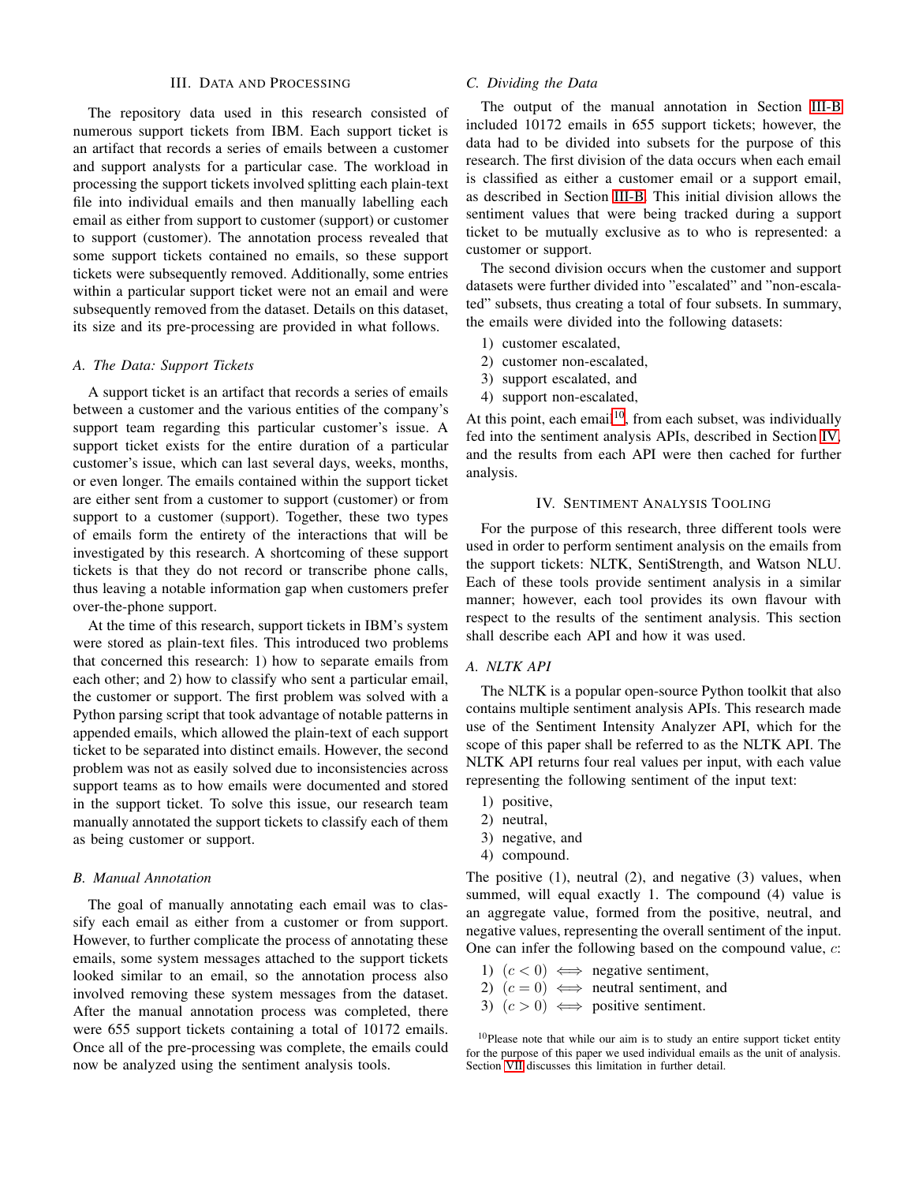## III. Data and Processing

The repository data used in this research consisted of numerous support tickets from IBM. Each support ticket is an artifact that records a series of emails between a customer and support analysts for a particular case. The workload in processing the support tickets involved splitting each plain-text file into individual emails and then manually labelling each email as either from support to customer (support) or customer to support (customer). The annotation process revealed that some support tickets contained no emails, so these support tickets were subsequently removed. Additionally, some entries within a particular support ticket were not an email and were subsequently removed from the dataset. Details on this dataset, its size and its pre-processing are provided in what follows.

### A. The Data: Support Tickets

A support ticket is an artifact that records a series of emails between a customer and the various entities of the company's support team regarding this particular customer's issue. A support ticket exists for the entire duration of a particular customer's issue, which can last several days, weeks, months, or even longer. The emails contained within the support ticket are either sent from a customer to support (customer) or from support to a customer (support). Together, these two types of emails form the entirety of the interactions that will be investigated by this research. A shortcoming of these support tickets is that they do not record or transcribe phone calls, thus leaving a notable information gap when customers prefer over-the-phone support.

At the time of this research, support tickets in IBM's system were stored as plain-text files. This introduced two problems that concerned this research: 1) how to separate emails from each other; and 2) how to classify who sent a particular email, the customer or support. The first problem was solved with a Python parsing script that took advantage of notable patterns in appended emails, which allowed the plain-text of each support ticket to be separated into distinct emails. However, the second problem was not as easily solved due to inconsistencies across support teams as to how emails were documented and stored in the support ticket. To solve this issue, our research team manually annotated the support tickets to classify each of them as being customer or support.

### B. Manual Annotation

The goal of manually annotating each email was to classify each email as either from a customer or from support. However, to further complicate the process of annotating these emails, some system messages attached to the support tickets looked similar to an email, so the annotation process also involved removing these system messages from the dataset. After the manual annotation process was completed, there were 655 support tickets containing a total of 10172 emails. Once all of the pre-processing was complete, the emails could now be analyzed using the sentiment analysis tools.

### C. Dividing the Data

The output of the manual annotation in Section III-B included 10172 emails in 655 support tickets; however, the data had to be divided into subsets for the purpose of this research. The first division of the data occurs when each email is classified as either a customer email or a support email, as described in Section III-B. This initial division allows the sentiment values that were being tracked during a support ticket to be mutually exclusive as to who is represented: a customer or support.

The second division occurs when the customer and support datasets were further divided into "escalated" and "non-escalated" subsets, thus creating a total of four subsets. In summary, the emails were divided into the following datasets:

1) customer escalated,
2) customer non-escalated,
3) support escalated, and
4) support non-escalated,

At this point, each email[10], from each subset, was individually fed into the sentiment analysis APIs, described in Section IV, and the results from each API were then cached for further analysis.

## IV. Sentiment Analysis Tooling

For the purpose of this research, three different tools were used in order to perform sentiment analysis on the emails from the support tickets: NLTK, SentiStrength, and Watson NLU. Each of these tools provide sentiment analysis in a similar manner; however, each tool provides its own flavour with respect to the results of the sentiment analysis. This section shall describe each API and how it was used.

### A. NLTK API

The NLTK is a popular open-source Python toolkit that also contains multiple sentiment analysis APIs. This research made use of the Sentiment Intensity Analyzer API, which for the scope of this paper shall be referred to as the NLTK API. The NLTK API returns four real values per input, with each value representing the following sentiment of the input text:

1) positive,
2) neutral,
3) negative, and
4) compound.

The positive (1), neutral (2), and negative (3) values, when summed, will equal exactly 1. The compound (4) value is an aggregate value, formed from the positive, neutral, and negative values, representing the overall sentiment of the input. One can infer the following based on the compound value, $c$:

1) $(c < 0) \iff$ negative sentiment,
2) $(c = 0) \iff$ neutral sentiment, and
3) $(c > 0) \iff$ positive sentiment.

[10] Please note that while our aim is to study an entire support ticket entity for the purpose of this paper we used individual emails as the unit of analysis. Section VII discusses this limitation in further detail.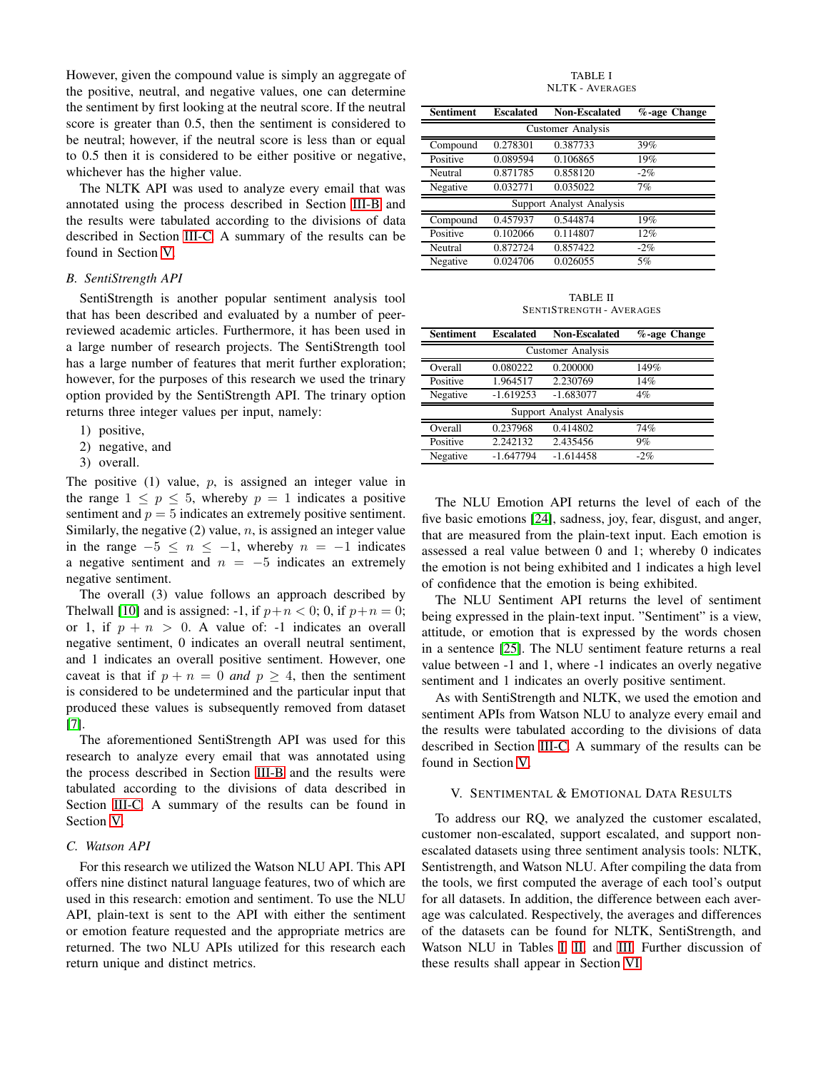However, given the compound value is simply an aggregate of the positive, neutral, and negative values, one can determine the sentiment by first looking at the neutral score. If the neutral score is greater than 0.5, then the sentiment is considered to be neutral; however, if the neutral score is less than or equal to 0.5 then it is considered to be either positive or negative, whichever has the higher value.

The NLTK API was used to analyze every email that was annotated using the process described in Section III-B and the results were tabulated according to the divisions of data described in Section III-C. A summary of the results can be found in Section V.

### B. SentiStrength API

SentiStrength is another popular sentiment analysis tool that has been described and evaluated by a number of peer-reviewed academic articles. Furthermore, it has been used in a large number of research projects. The SentiStrength tool has a large number of features that merit further exploration; however, for the purposes of this research we used the trinary option provided by the SentiStrength API. The trinary option returns three integer values per input, namely:

1) positive,
2) negative, and
3) overall.

The positive (1) value, $p$, is assigned an integer value in the range $1 \leq p \leq 5$, whereby $p = 1$ indicates a positive sentiment and $p = 5$ indicates an extremely positive sentiment. Similarly, the negative (2) value, $n$, is assigned an integer value in the range $-5 \leq n \leq -1$, whereby $n = -1$ indicates a negative sentiment and $n = -5$ indicates an extremely negative sentiment.

The overall (3) value follows an approach described by Thelwall [10] and is assigned: -1, if $p+n < 0$; 0, if $p+n = 0$; or 1, if $p + n > 0$. A value of: -1 indicates an overall negative sentiment, 0 indicates an overall neutral sentiment, and 1 indicates an overall positive sentiment. However, one caveat is that if $p + n = 0$ *and* $p \geq 4$, then the sentiment is considered to be undetermined and the particular input that produced these values is subsequently removed from dataset [7].

The aforementioned SentiStrength API was used for this research to analyze every email that was annotated using the process described in Section III-B and the results were tabulated according to the divisions of data described in Section III-C. A summary of the results can be found in Section V.

### C. Watson API

For this research we utilized the Watson NLU API. This API offers nine distinct natural language features, two of which are used in this research: emotion and sentiment. To use the NLU API, plain-text is sent to the API with either the sentiment or emotion feature requested and the appropriate metrics are returned. The two NLU APIs utilized for this research each return unique and distinct metrics.

TABLE I
NLTK - AVERAGES

| Sentiment | Escalated | Non-Escalated | %-age Change |
|---|---|---|---|
| Customer Analysis | | | |
| Compound | 0.278301 | 0.387733 | 39% |
| Positive | 0.089594 | 0.106865 | 19% |
| Neutral | 0.871785 | 0.858120 | -2% |
| Negative | 0.032771 | 0.035022 | 7% |
| Support Analyst Analysis | | | |
| Compound | 0.457937 | 0.544874 | 19% |
| Positive | 0.102066 | 0.114807 | 12% |
| Neutral | 0.872724 | 0.857422 | -2% |
| Negative | 0.024706 | 0.026055 | 5% |

TABLE II
SENTISTRENGTH - AVERAGES

| Sentiment | Escalated | Non-Escalated | %-age Change |
|---|---|---|---|
| Customer Analysis | | | |
| Overall | 0.080222 | 0.200000 | 149% |
| Positive | 1.964517 | 2.230769 | 14% |
| Negative | -1.619253 | -1.683077 | 4% |
| Support Analyst Analysis | | | |
| Overall | 0.237968 | 0.414802 | 74% |
| Positive | 2.242132 | 2.435456 | 9% |
| Negative | -1.647794 | -1.614458 | -2% |

The NLU Emotion API returns the level of each of the five basic emotions [24], sadness, joy, fear, disgust, and anger, that are measured from the plain-text input. Each emotion is assessed a real value between 0 and 1; whereby 0 indicates the emotion is not being exhibited and 1 indicates a high level of confidence that the emotion is being exhibited.

The NLU Sentiment API returns the level of sentiment being expressed in the plain-text input. "Sentiment" is a view, attitude, or emotion that is expressed by the words chosen in a sentence [25]. The NLU sentiment feature returns a real value between -1 and 1, where -1 indicates an overly negative sentiment and 1 indicates an overly positive sentiment.

As with SentiStrength and NLTK, we used the emotion and sentiment APIs from Watson NLU to analyze every email and the results were tabulated according to the divisions of data described in Section III-C. A summary of the results can be found in Section V.

## V. SENTIMENTAL & EMOTIONAL DATA RESULTS

To address our RQ, we analyzed the customer escalated, customer non-escalated, support escalated, and support non-escalated datasets using three sentiment analysis tools: NLTK, Sentistrength, and Watson NLU. After compiling the data from the tools, we first computed the average of each tool's output for all datasets. In addition, the difference between each average was calculated. Respectively, the averages and differences of the datasets can be found for NLTK, SentiStrength, and Watson NLU in Tables I, II, and III. Further discussion of these results shall appear in Section VI.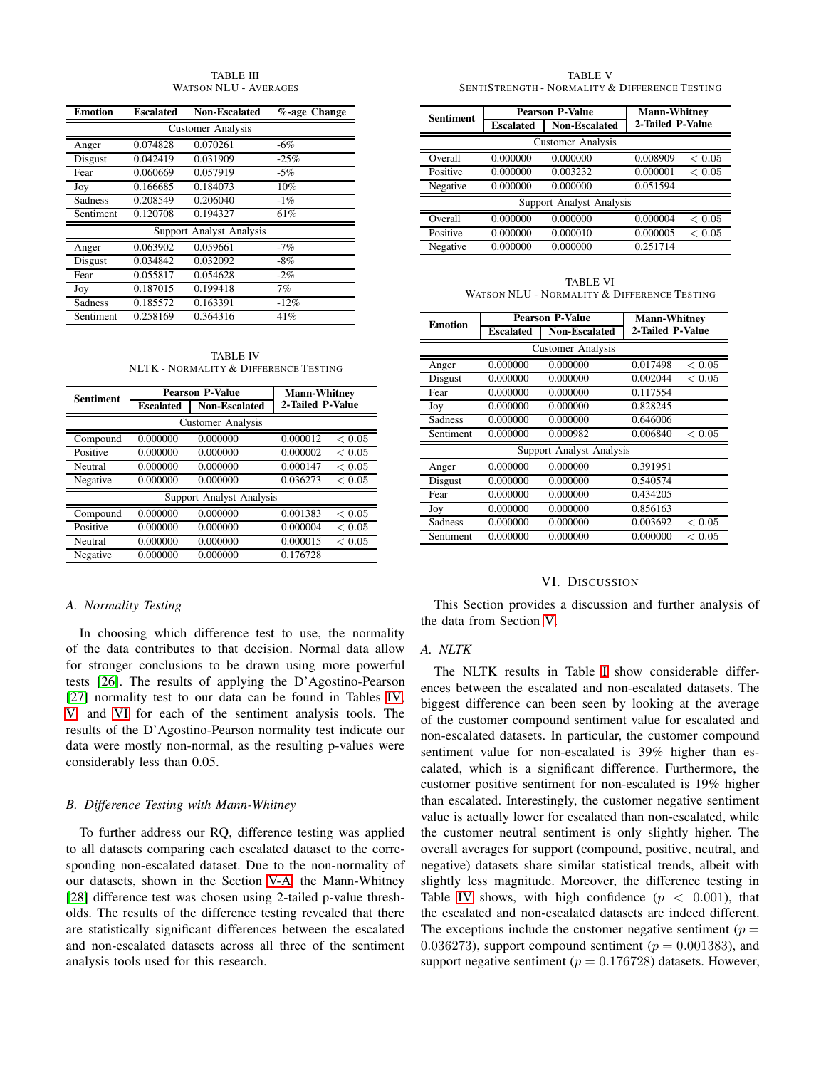TABLE III
WATSON NLU - AVERAGES

| Emotion | Escalated | Non-Escalated | %-age Change |
|---|---|---|---|
| Customer Analysis | | | |
| Anger | 0.074828 | 0.070261 | -6% |
| Disgust | 0.042419 | 0.031909 | -25% |
| Fear | 0.060669 | 0.057919 | -5% |
| Joy | 0.166685 | 0.184073 | 10% |
| Sadness | 0.208549 | 0.206040 | -1% |
| Sentiment | 0.120708 | 0.194327 | 61% |
| Support Analyst Analysis | | | |
| Anger | 0.063902 | 0.059661 | -7% |
| Disgust | 0.034842 | 0.032092 | -8% |
| Fear | 0.055817 | 0.054628 | -2% |
| Joy | 0.187015 | 0.199418 | 7% |
| Sadness | 0.185572 | 0.163391 | -12% |
| Sentiment | 0.258169 | 0.364316 | 41% |

TABLE IV
NLTK - NORMALITY & DIFFERENCE TESTING

| Sentiment | Pearson P-Value | | Mann-Whitney 2-Tailed P-Value | |
|---|---|---|---|---|
| | Escalated | Non-Escalated | | |
| Customer Analysis | | | | |
| Compound | 0.000000 | 0.000000 | 0.000012 | $< 0.05$ |
| Positive | 0.000000 | 0.000000 | 0.000002 | $< 0.05$ |
| Neutral | 0.000000 | 0.000000 | 0.000147 | $< 0.05$ |
| Negative | 0.000000 | 0.000000 | 0.036273 | $< 0.05$ |
| Support Analyst Analysis | | | | |
| Compound | 0.000000 | 0.000000 | 0.001383 | $< 0.05$ |
| Positive | 0.000000 | 0.000000 | 0.000004 | $< 0.05$ |
| Neutral | 0.000000 | 0.000000 | 0.000015 | $< 0.05$ |
| Negative | 0.000000 | 0.000000 | 0.176728 | |

### A. Normality Testing

In choosing which difference test to use, the normality of the data contributes to that decision. Normal data allow for stronger conclusions to be drawn using more powerful tests [26]. The results of applying the D'Agostino-Pearson [27] normality test to our data can be found in Tables IV, V, and VI for each of the sentiment analysis tools. The results of the D'Agostino-Pearson normality test indicate our data were mostly non-normal, as the resulting p-values were considerably less than 0.05.

### B. Difference Testing with Mann-Whitney

To further address our RQ, difference testing was applied to all datasets comparing each escalated dataset to the corresponding non-escalated dataset. Due to the non-normality of our datasets, shown in the Section V-A, the Mann-Whitney [28] difference test was chosen using 2-tailed p-value thresholds. The results of the difference testing revealed that there are statistically significant differences between the escalated and non-escalated datasets across all three of the sentiment analysis tools used for this research.

TABLE V
SENTISTRENGTH - NORMALITY & DIFFERENCE TESTING

| Sentiment | Pearson P-Value | | Mann-Whitney 2-Tailed P-Value | |
|---|---|---|---|---|
| | Escalated | Non-Escalated | | |
| Customer Analysis | | | | |
| Overall | 0.000000 | 0.000000 | 0.008909 | $< 0.05$ |
| Positive | 0.000000 | 0.003232 | 0.000001 | $< 0.05$ |
| Negative | 0.000000 | 0.000000 | 0.051594 | |
| Support Analyst Analysis | | | | |
| Overall | 0.000000 | 0.000000 | 0.000004 | $< 0.05$ |
| Positive | 0.000000 | 0.000010 | 0.000005 | $< 0.05$ |
| Negative | 0.000000 | 0.000000 | 0.251714 | |

TABLE VI
WATSON NLU - NORMALITY & DIFFERENCE TESTING

| Emotion | Pearson P-Value | | Mann-Whitney 2-Tailed P-Value | |
|---|---|---|---|---|
| | Escalated | Non-Escalated | | |
| Customer Analysis | | | | |
| Anger | 0.000000 | 0.000000 | 0.017498 | $< 0.05$ |
| Disgust | 0.000000 | 0.000000 | 0.002044 | $< 0.05$ |
| Fear | 0.000000 | 0.000000 | 0.117554 | |
| Joy | 0.000000 | 0.000000 | 0.828245 | |
| Sadness | 0.000000 | 0.000000 | 0.646006 | |
| Sentiment | 0.000000 | 0.000982 | 0.006840 | $< 0.05$ |
| Support Analyst Analysis | | | | |
| Anger | 0.000000 | 0.000000 | 0.391951 | |
| Disgust | 0.000000 | 0.000000 | 0.540574 | |
| Fear | 0.000000 | 0.000000 | 0.434205 | |
| Joy | 0.000000 | 0.000000 | 0.856163 | |
| Sadness | 0.000000 | 0.000000 | 0.003692 | $< 0.05$ |
| Sentiment | 0.000000 | 0.000000 | 0.000000 | $< 0.05$ |

## VI. DISCUSSION

This Section provides a discussion and further analysis of the data from Section V.

### A. NLTK

The NLTK results in Table I show considerable differences between the escalated and non-escalated datasets. The biggest difference can been seen by looking at the average of the customer compound sentiment value for escalated and non-escalated datasets. In particular, the customer compound sentiment value for non-escalated is 39% higher than escalated, which is a significant difference. Furthermore, the customer positive sentiment for non-escalated is 19% higher than escalated. Interestingly, the customer negative sentiment value is actually lower for escalated than non-escalated, while the customer neutral sentiment is only slightly higher. The overall averages for support (compound, positive, neutral, and negative) datasets share similar statistical trends, albeit with slightly less magnitude. Moreover, the difference testing in Table IV shows, with high confidence ($p < 0.001$), that the escalated and non-escalated datasets are indeed different. The exceptions include the customer negative sentiment ($p = 0.036273$), support compound sentiment ($p = 0.001383$), and support negative sentiment ($p = 0.176728$) datasets. However,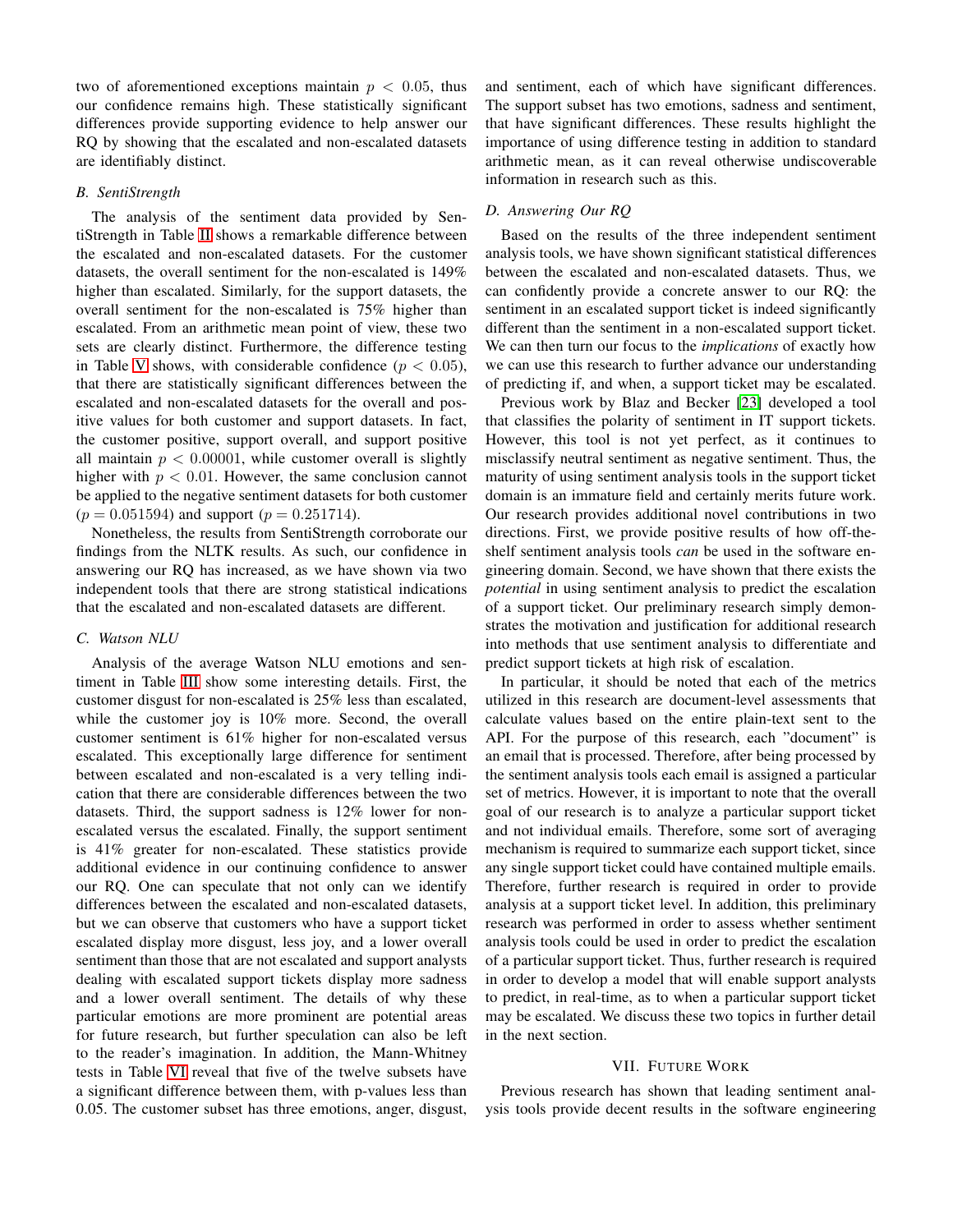two of aforementioned exceptions maintain $p < 0.05$, thus our confidence remains high. These statistically significant differences provide supporting evidence to help answer our RQ by showing that the escalated and non-escalated datasets are identifiably distinct.

### B. SentiStrength

The analysis of the sentiment data provided by SentiStrength in Table II shows a remarkable difference between the escalated and non-escalated datasets. For the customer datasets, the overall sentiment for the non-escalated is 149% higher than escalated. Similarly, for the support datasets, the overall sentiment for the non-escalated is 75% higher than escalated. From an arithmetic mean point of view, these two sets are clearly distinct. Furthermore, the difference testing in Table V shows, with considerable confidence ($p < 0.05$), that there are statistically significant differences between the escalated and non-escalated datasets for the overall and positive values for both customer and support datasets. In fact, the customer positive, support overall, and support positive all maintain $p < 0.00001$, while customer overall is slightly higher with $p < 0.01$. However, the same conclusion cannot be applied to the negative sentiment datasets for both customer ($p = 0.051594$) and support ($p = 0.251714$).

Nonetheless, the results from SentiStrength corroborate our findings from the NLTK results. As such, our confidence in answering our RQ has increased, as we have shown via two independent tools that there are strong statistical indications that the escalated and non-escalated datasets are different.

### C. Watson NLU

Analysis of the average Watson NLU emotions and sentiment in Table III show some interesting details. First, the customer disgust for non-escalated is 25% less than escalated, while the customer joy is 10% more. Second, the overall customer sentiment is 61% higher for non-escalated versus escalated. This exceptionally large difference for sentiment between escalated and non-escalated is a very telling indication that there are considerable differences between the two datasets. Third, the support sadness is 12% lower for non-escalated versus the escalated. Finally, the support sentiment is 41% greater for non-escalated. These statistics provide additional evidence in our continuing confidence to answer our RQ. One can speculate that not only can we identify differences between the escalated and non-escalated datasets, but we can observe that customers who have a support ticket escalated display more disgust, less joy, and a lower overall sentiment than those that are not escalated and support analysts dealing with escalated support tickets display more sadness and a lower overall sentiment. The details of why these particular emotions are more prominent are potential areas for future research, but further speculation can also be left to the reader's imagination. In addition, the Mann-Whitney tests in Table VI reveal that five of the twelve subsets have a significant difference between them, with p-values less than 0.05. The customer subset has three emotions, anger, disgust, and sentiment, each of which have significant differences. The support subset has two emotions, sadness and sentiment, that have significant differences. These results highlight the importance of using difference testing in addition to standard arithmetic mean, as it can reveal otherwise undiscoverable information in research such as this.

### D. Answering Our RQ

Based on the results of the three independent sentiment analysis tools, we have shown significant statistical differences between the escalated and non-escalated datasets. Thus, we can confidently provide a concrete answer to our RQ: the sentiment in an escalated support ticket is indeed significantly different than the sentiment in a non-escalated support ticket. We can then turn our focus to the *implications* of exactly how we can use this research to further advance our understanding of predicting if, and when, a support ticket may be escalated.

Previous work by Blaz and Becker [23] developed a tool that classifies the polarity of sentiment in IT support tickets. However, this tool is not yet perfect, as it continues to misclassify neutral sentiment as negative sentiment. Thus, the maturity of using sentiment analysis tools in the support ticket domain is an immature field and certainly merits future work. Our research provides additional novel contributions in two directions. First, we provide positive results of how off-the-shelf sentiment analysis tools *can* be used in the software engineering domain. Second, we have shown that there exists the *potential* in using sentiment analysis to predict the escalation of a support ticket. Our preliminary research simply demonstrates the motivation and justification for additional research into methods that use sentiment analysis to differentiate and predict support tickets at high risk of escalation.

In particular, it should be noted that each of the metrics utilized in this research are document-level assessments that calculate values based on the entire plain-text sent to the API. For the purpose of this research, each "document" is an email that is processed. Therefore, after being processed by the sentiment analysis tools each email is assigned a particular set of metrics. However, it is important to note that the overall goal of our research is to analyze a particular support ticket and not individual emails. Therefore, some sort of averaging mechanism is required to summarize each support ticket, since any single support ticket could have contained multiple emails. Therefore, further research is required in order to provide analysis at a support ticket level. In addition, this preliminary research was performed in order to assess whether sentiment analysis tools could be used in order to predict the escalation of a particular support ticket. Thus, further research is required in order to develop a model that will enable support analysts to predict, in real-time, as to when a particular support ticket may be escalated. We discuss these two topics in further detail in the next section.

## VII. Future Work

Previous research has shown that leading sentiment analysis tools provide decent results in the software engineering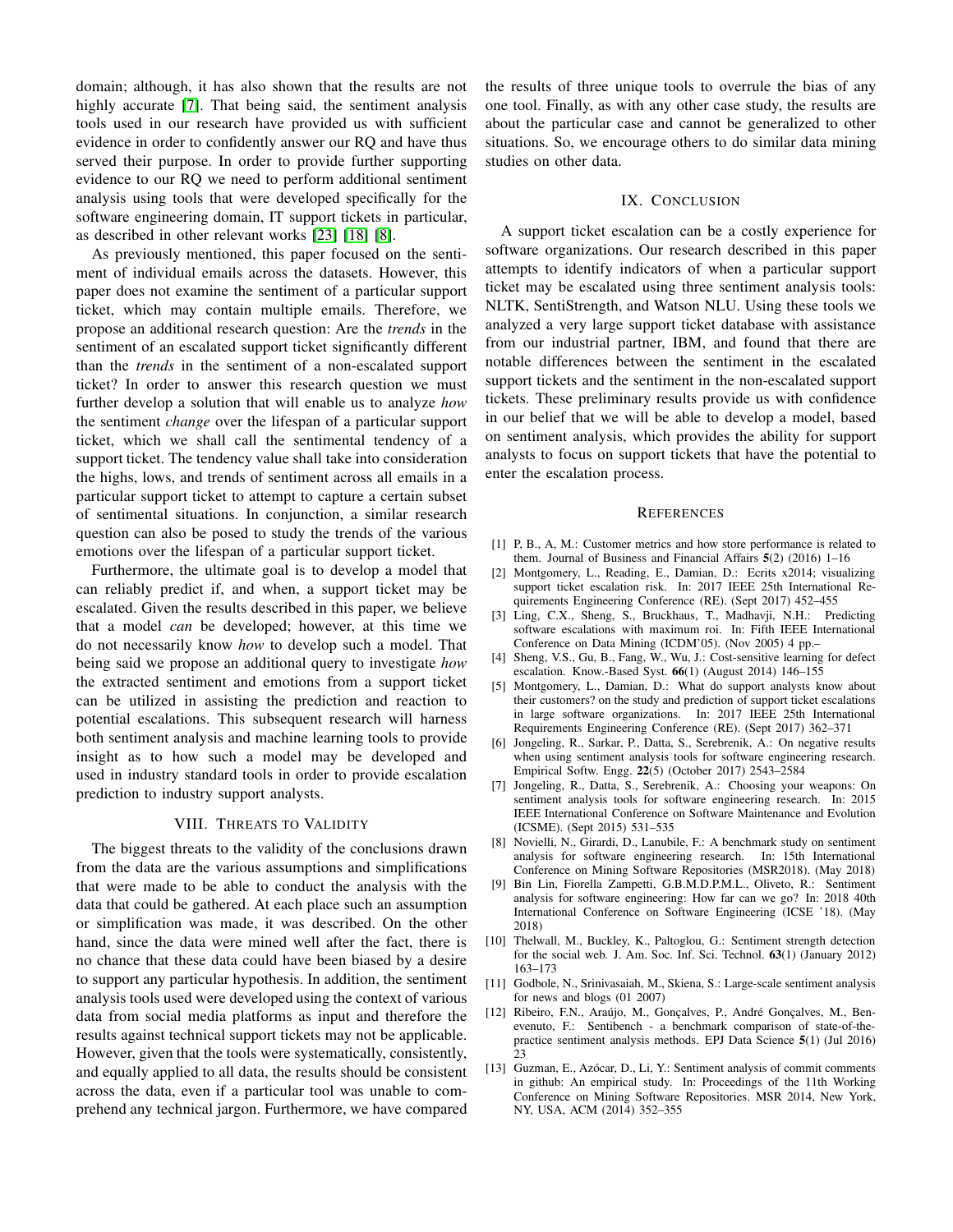domain; although, it has also shown that the results are not highly accurate [7]. That being said, the sentiment analysis tools used in our research have provided us with sufficient evidence in order to confidently answer our RQ and have thus served their purpose. In order to provide further supporting evidence to our RQ we need to perform additional sentiment analysis using tools that were developed specifically for the software engineering domain, IT support tickets in particular, as described in other relevant works [23] [18] [8].

As previously mentioned, this paper focused on the sentiment of individual emails across the datasets. However, this paper does not examine the sentiment of a particular support ticket, which may contain multiple emails. Therefore, we propose an additional research question: Are the *trends* in the sentiment of an escalated support ticket significantly different than the *trends* in the sentiment of a non-escalated support ticket? In order to answer this research question we must further develop a solution that will enable us to analyze *how* the sentiment *change* over the lifespan of a particular support ticket, which we shall call the sentimental tendency of a support ticket. The tendency value shall take into consideration the highs, lows, and trends of sentiment across all emails in a particular support ticket to attempt to capture a certain subset of sentimental situations. In conjunction, a similar research question can also be posed to study the trends of the various emotions over the lifespan of a particular support ticket.

Furthermore, the ultimate goal is to develop a model that can reliably predict if, and when, a support ticket may be escalated. Given the results described in this paper, we believe that a model *can* be developed; however, at this time we do not necessarily know *how* to develop such a model. That being said we propose an additional query to investigate *how* the extracted sentiment and emotions from a support ticket can be utilized in assisting the prediction and reaction to potential escalations. This subsequent research will harness both sentiment analysis and machine learning tools to provide insight as to how such a model may be developed and used in industry standard tools in order to provide escalation prediction to industry support analysts.

## VIII. Threats to Validity

The biggest threats to the validity of the conclusions drawn from the data are the various assumptions and simplifications that were made to be able to conduct the analysis with the data that could be gathered. At each place such an assumption or simplification was made, it was described. On the other hand, since the data were mined well after the fact, there is no chance that these data could have been biased by a desire to support any particular hypothesis. In addition, the sentiment analysis tools used were developed using the context of various data from social media platforms as input and therefore the results against technical support tickets may not be applicable. However, given that the tools were systematically, consistently, and equally applied to all data, the results should be consistent across the data, even if a particular tool was unable to comprehend any technical jargon. Furthermore, we have compared the results of three unique tools to overrule the bias of any one tool. Finally, as with any other case study, the results are about the particular case and cannot be generalized to other situations. So, we encourage others to do similar data mining studies on other data.

## IX. Conclusion

A support ticket escalation can be a costly experience for software organizations. Our research described in this paper attempts to identify indicators of when a particular support ticket may be escalated using three sentiment analysis tools: NLTK, SentiStrength, and Watson NLU. Using these tools we analyzed a very large support ticket database with assistance from our industrial partner, IBM, and found that there are notable differences between the sentiment in the escalated support tickets and the sentiment in the non-escalated support tickets. These preliminary results provide us with confidence in our belief that we will be able to develop a model, based on sentiment analysis, which provides the ability for support analysts to focus on support tickets that have the potential to enter the escalation process.

## References

- [1] P, B., A, M.: Customer metrics and how store performance is related to them. Journal of Business and Financial Affairs **5**(2) (2016) 1–16
- [2] Montgomery, L., Reading, E., Damian, D.: Ecrits x2014; visualizing support ticket escalation risk. In: 2017 IEEE 25th International Requirements Engineering Conference (RE). (Sept 2017) 452–455
- [3] Ling, C.X., Sheng, S., Bruckhaus, T., Madhavji, N.H.: Predicting software escalations with maximum roi. In: Fifth IEEE International Conference on Data Mining (ICDM'05). (Nov 2005) 4 pp.–
- [4] Sheng, V.S., Gu, B., Fang, W., Wu, J.: Cost-sensitive learning for defect escalation. Know.-Based Syst. **66**(1) (August 2014) 146–155
- [5] Montgomery, L., Damian, D.: What do support analysts know about their customers? on the study and prediction of support ticket escalations in large software organizations. In: 2017 IEEE 25th International Requirements Engineering Conference (RE). (Sept 2017) 362–371
- [6] Jongeling, R., Sarkar, P., Datta, S., Serebrenik, A.: On negative results when using sentiment analysis tools for software engineering research. Empirical Softw. Engg. **22**(5) (October 2017) 2543–2584
- [7] Jongeling, R., Datta, S., Serebrenik, A.: Choosing your weapons: On sentiment analysis tools for software engineering research. In: 2015 IEEE International Conference on Software Maintenance and Evolution (ICSME). (Sept 2015) 531–535
- [8] Novielli, N., Girardi, D., Lanubile, F.: A benchmark study on sentiment analysis for software engineering research. In: 15th International Conference on Mining Software Repositories (MSR2018). (May 2018)
- [9] Bin Lin, Fiorella Zampetti, G.B.M.D.P.M.L., Oliveto, R.: Sentiment analysis for software engineering: How far can we go? In: 2018 40th International Conference on Software Engineering (ICSE '18). (May 2018)
- [10] Thelwall, M., Buckley, K., Paltoglou, G.: Sentiment strength detection for the social web. J. Am. Soc. Inf. Sci. Technol. **63**(1) (January 2012) 163–173
- [11] Godbole, N., Srinivasaiah, M., Skiena, S.: Large-scale sentiment analysis for news and blogs (01 2007)
- [12] Ribeiro, F.N., Araújo, M., Gonçalves, P., André Gonçalves, M., Benevenuto, F.: Sentibench - a benchmark comparison of state-of-the-practice sentiment analysis methods. EPJ Data Science **5**(1) (Jul 2016) 23
- [13] Guzman, E., Azócar, D., Li, Y.: Sentiment analysis of commit comments in github: An empirical study. In: Proceedings of the 11th Working Conference on Mining Software Repositories. MSR 2014, New York, NY, USA, ACM (2014) 352–355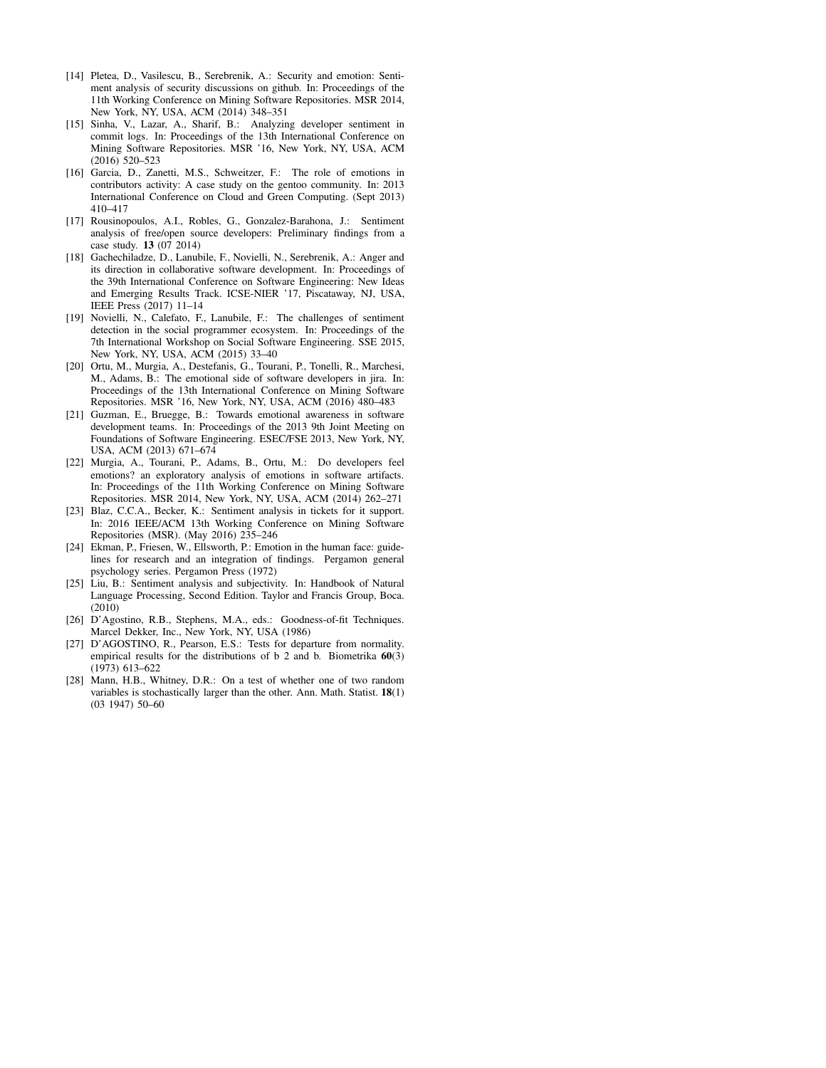[14] Pletea, D., Vasilescu, B., Serebrenik, A.: Security and emotion: Sentiment analysis of security discussions on github. In: Proceedings of the 11th Working Conference on Mining Software Repositories. MSR 2014, New York, NY, USA, ACM (2014) 348–351

[15] Sinha, V., Lazar, A., Sharif, B.: Analyzing developer sentiment in commit logs. In: Proceedings of the 13th International Conference on Mining Software Repositories. MSR '16, New York, NY, USA, ACM (2016) 520–523

[16] Garcia, D., Zanetti, M.S., Schweitzer, F.: The role of emotions in contributors activity: A case study on the gentoo community. In: 2013 International Conference on Cloud and Green Computing. (Sept 2013) 410–417

[17] Rousinopoulos, A.I., Robles, G., Gonzalez-Barahona, J.: Sentiment analysis of free/open source developers: Preliminary findings from a case study. **13** (07 2014)

[18] Gachechiladze, D., Lanubile, F., Novielli, N., Serebrenik, A.: Anger and its direction in collaborative software development. In: Proceedings of the 39th International Conference on Software Engineering: New Ideas and Emerging Results Track. ICSE-NIER '17, Piscataway, NJ, USA, IEEE Press (2017) 11–14

[19] Novielli, N., Calefato, F., Lanubile, F.: The challenges of sentiment detection in the social programmer ecosystem. In: Proceedings of the 7th International Workshop on Social Software Engineering. SSE 2015, New York, NY, USA, ACM (2015) 33–40

[20] Ortu, M., Murgia, A., Destefanis, G., Tourani, P., Tonelli, R., Marchesi, M., Adams, B.: The emotional side of software developers in jira. In: Proceedings of the 13th International Conference on Mining Software Repositories. MSR '16, New York, NY, USA, ACM (2016) 480–483

[21] Guzman, E., Bruegge, B.: Towards emotional awareness in software development teams. In: Proceedings of the 2013 9th Joint Meeting on Foundations of Software Engineering. ESEC/FSE 2013, New York, NY, USA, ACM (2013) 671–674

[22] Murgia, A., Tourani, P., Adams, B., Ortu, M.: Do developers feel emotions? an exploratory analysis of emotions in software artifacts. In: Proceedings of the 11th Working Conference on Mining Software Repositories. MSR 2014, New York, NY, USA, ACM (2014) 262–271

[23] Blaz, C.C.A., Becker, K.: Sentiment analysis in tickets for it support. In: 2016 IEEE/ACM 13th Working Conference on Mining Software Repositories (MSR). (May 2016) 235–246

[24] Ekman, P., Friesen, W., Ellsworth, P.: Emotion in the human face: guidelines for research and an integration of findings. Pergamon general psychology series. Pergamon Press (1972)

[25] Liu, B.: Sentiment analysis and subjectivity. In: Handbook of Natural Language Processing, Second Edition. Taylor and Francis Group, Boca. (2010)

[26] D'Agostino, R.B., Stephens, M.A., eds.: Goodness-of-fit Techniques. Marcel Dekker, Inc., New York, NY, USA (1986)

[27] D'AGOSTINO, R., Pearson, E.S.: Tests for departure from normality. empirical results for the distributions of b 2 and b. Biometrika **60**(3) (1973) 613–622

[28] Mann, H.B., Whitney, D.R.: On a test of whether one of two random variables is stochastically larger than the other. Ann. Math. Statist. **18**(1) (03 1947) 50–60